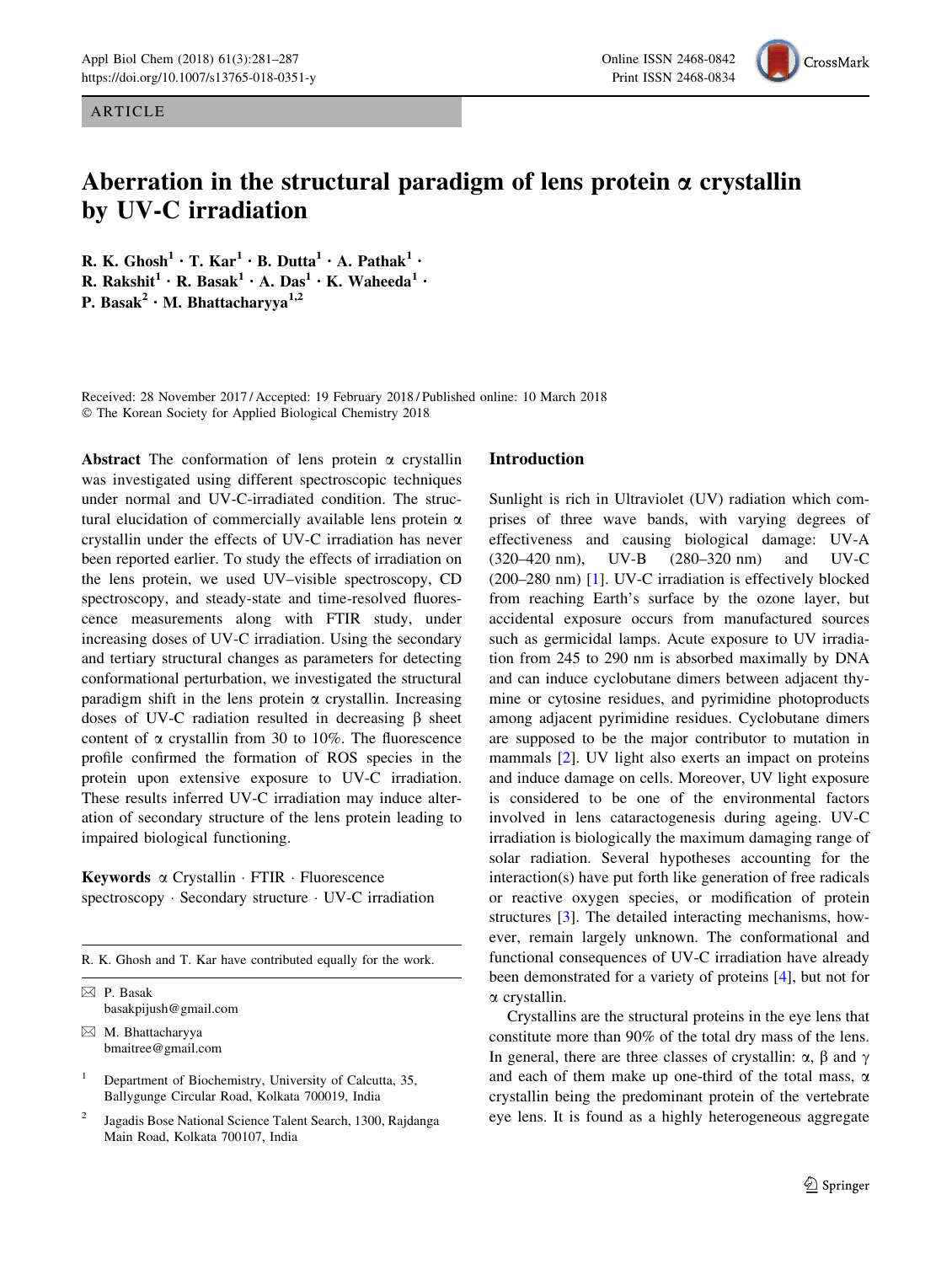ARTICLE

# Aberration in the structural paradigm of lens protein α crystallin by UV-C irradiation

**R. K. Ghosh[1] · T. Kar[1] · B. Dutta[1] · A. Pathak[1] · R. Rakshit[1] · R. Basak[1] · A. Das[1] · K. Waheeda[1] · P. Basak[2] · M. Bhattacharyya[1,2]**

Received: 28 November 2017 / Accepted: 19 February 2018 / Published online: 10 March 2018
© The Korean Society for Applied Biological Chemistry 2018

**Abstract** The conformation of lens protein α crystallin was investigated using different spectroscopic techniques under normal and UV-C-irradiated condition. The structural elucidation of commercially available lens protein α crystallin under the effects of UV-C irradiation has never been reported earlier. To study the effects of irradiation on the lens protein, we used UV–visible spectroscopy, CD spectroscopy, and steady-state and time-resolved fluorescence measurements along with FTIR study, under increasing doses of UV-C irradiation. Using the secondary and tertiary structural changes as parameters for detecting conformational perturbation, we investigated the structural paradigm shift in the lens protein α crystallin. Increasing doses of UV-C radiation resulted in decreasing β sheet content of α crystallin from 30 to 10%. The fluorescence profile confirmed the formation of ROS species in the protein upon extensive exposure to UV-C irradiation. These results inferred UV-C irradiation may induce alteration of secondary structure of the lens protein leading to impaired biological functioning.

**Keywords** α Crystallin · FTIR · Fluorescence spectroscopy · Secondary structure · UV-C irradiation

R. K. Ghosh and T. Kar have contributed equally for the work.

✉ P. Basak
basakpijush@gmail.com

✉ M. Bhattacharyya
bmaitree@gmail.com

[1] Department of Biochemistry, University of Calcutta, 35, Ballygunge Circular Road, Kolkata 700019, India

[2] Jagadis Bose National Science Talent Search, 1300, Rajdanga Main Road, Kolkata 700107, India

## Introduction

Sunlight is rich in Ultraviolet (UV) radiation which comprises of three wave bands, with varying degrees of effectiveness and causing biological damage: UV-A (320–420 nm), UV-B (280–320 nm) and UV-C (200–280 nm) [1]. UV-C irradiation is effectively blocked from reaching Earth's surface by the ozone layer, but accidental exposure occurs from manufactured sources such as germicidal lamps. Acute exposure to UV irradiation from 245 to 290 nm is absorbed maximally by DNA and can induce cyclobutane dimers between adjacent thymine or cytosine residues, and pyrimidine photoproducts among adjacent pyrimidine residues. Cyclobutane dimers are supposed to be the major contributor to mutation in mammals [2]. UV light also exerts an impact on proteins and induce damage on cells. Moreover, UV light exposure is considered to be one of the environmental factors involved in lens cataractogenesis during ageing. UV-C irradiation is biologically the maximum damaging range of solar radiation. Several hypotheses accounting for the interaction(s) have put forth like generation of free radicals or reactive oxygen species, or modification of protein structures [3]. The detailed interacting mechanisms, however, remain largely unknown. The conformational and functional consequences of UV-C irradiation have already been demonstrated for a variety of proteins [4], but not for α crystallin.

Crystallins are the structural proteins in the eye lens that constitute more than 90% of the total dry mass of the lens. In general, there are three classes of crystallin: α, β and γ and each of them make up one-third of the total mass, α crystallin being the predominant protein of the vertebrate eye lens. It is found as a highly heterogeneous aggregate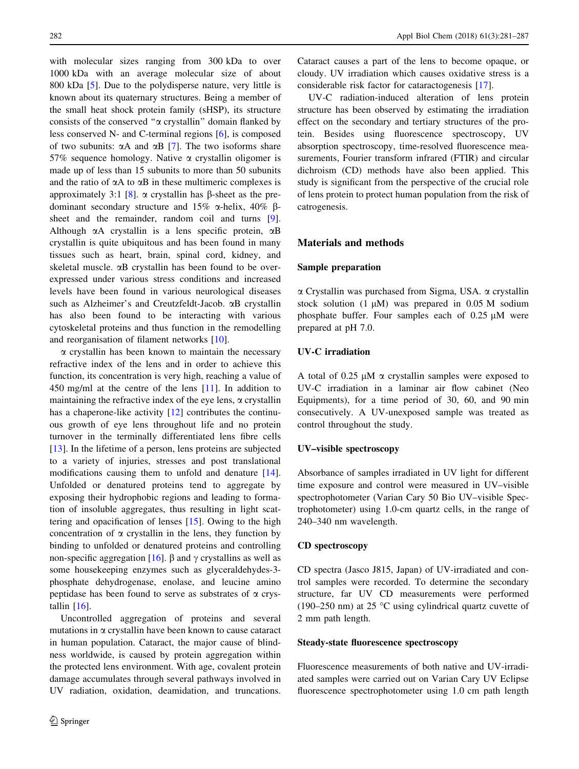with molecular sizes ranging from 300 kDa to over 1000 kDa with an average molecular size of about 800 kDa [5]. Due to the polydisperse nature, very little is known about its quaternary structures. Being a member of the small heat shock protein family (sHSP), its structure consists of the conserved "α crystallin" domain flanked by less conserved N- and C-terminal regions [6], is composed of two subunits: αA and αB [7]. The two isoforms share 57% sequence homology. Native α crystallin oligomer is made up of less than 15 subunits to more than 50 subunits and the ratio of αA to αB in these multimeric complexes is approximately 3:1 [8]. α crystallin has β-sheet as the predominant secondary structure and 15% α-helix, 40% β-sheet and the remainder, random coil and turns [9]. Although αA crystallin is a lens specific protein, αB crystallin is quite ubiquitous and has been found in many tissues such as heart, brain, spinal cord, kidney, and skeletal muscle. αB crystallin has been found to be overexpressed under various stress conditions and increased levels have been found in various neurological diseases such as Alzheimer's and Creutzfeldt-Jacob. αB crystallin has also been found to be interacting with various cytoskeletal proteins and thus function in the remodelling and reorganisation of filament networks [10].

α crystallin has been known to maintain the necessary refractive index of the lens and in order to achieve this function, its concentration is very high, reaching a value of 450 mg/ml at the centre of the lens [11]. In addition to maintaining the refractive index of the eye lens, α crystallin has a chaperone-like activity [12] contributes the continuous growth of eye lens throughout life and no protein turnover in the terminally differentiated lens fibre cells [13]. In the lifetime of a person, lens proteins are subjected to a variety of injuries, stresses and post translational modifications causing them to unfold and denature [14]. Unfolded or denatured proteins tend to aggregate by exposing their hydrophobic regions and leading to formation of insoluble aggregates, thus resulting in light scattering and opacification of lenses [15]. Owing to the high concentration of α crystallin in the lens, they function by binding to unfolded or denatured proteins and controlling non-specific aggregation [16]. β and γ crystallins as well as some housekeeping enzymes such as glyceraldehydes-3-phosphate dehydrogenase, enolase, and leucine amino peptidase has been found to serve as substrates of α crystallin [16].

Uncontrolled aggregation of proteins and several mutations in α crystallin have been known to cause cataract in human population. Cataract, the major cause of blindness worldwide, is caused by protein aggregation within the protected lens environment. With age, covalent protein damage accumulates through several pathways involved in UV radiation, oxidation, deamidation, and truncations. Cataract causes a part of the lens to become opaque, or cloudy. UV irradiation which causes oxidative stress is a considerable risk factor for cataractogenesis [17].

UV-C radiation-induced alteration of lens protein structure has been observed by estimating the irradiation effect on the secondary and tertiary structures of the protein. Besides using fluorescence spectroscopy, UV absorption spectroscopy, time-resolved fluorescence measurements, Fourier transform infrared (FTIR) and circular dichroism (CD) methods have also been applied. This study is significant from the perspective of the crucial role of lens protein to protect human population from the risk of catrogenesis.

## Materials and methods

### Sample preparation

α Crystallin was purchased from Sigma, USA. α crystallin stock solution (1 μM) was prepared in 0.05 M sodium phosphate buffer. Four samples each of 0.25 μM were prepared at pH 7.0.

### UV-C irradiation

A total of 0.25 μM α crystallin samples were exposed to UV-C irradiation in a laminar air flow cabinet (Neo Equipments), for a time period of 30, 60, and 90 min consecutively. A UV-unexposed sample was treated as control throughout the study.

### UV–visible spectroscopy

Absorbance of samples irradiated in UV light for different time exposure and control were measured in UV–visible spectrophotometer (Varian Cary 50 Bio UV–visible Spectrophotometer) using 1.0-cm quartz cells, in the range of 240–340 nm wavelength.

### CD spectroscopy

CD spectra (Jasco J815, Japan) of UV-irradiated and control samples were recorded. To determine the secondary structure, far UV CD measurements were performed (190–250 nm) at 25 °C using cylindrical quartz cuvette of 2 mm path length.

### Steady-state fluorescence spectroscopy

Fluorescence measurements of both native and UV-irradiated samples were carried out on Varian Cary UV Eclipse fluorescence spectrophotometer using 1.0 cm path length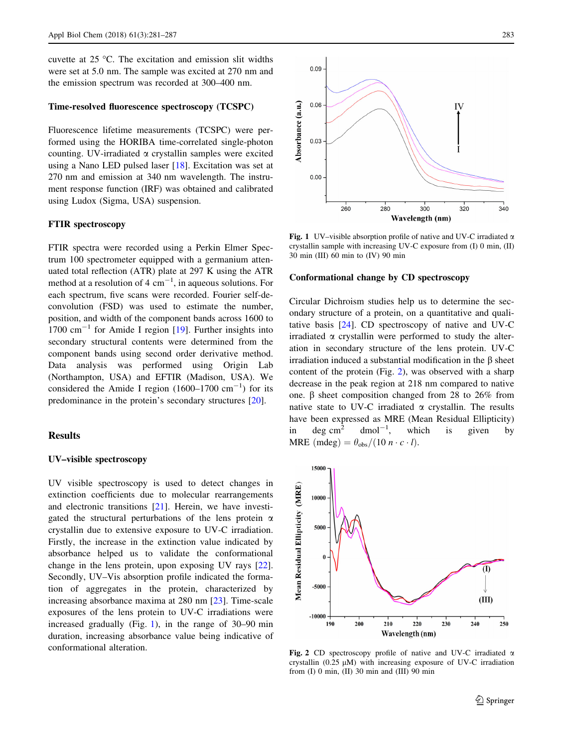cuvette at 25 °C. The excitation and emission slit widths were set at 5.0 nm. The sample was excited at 270 nm and the emission spectrum was recorded at 300–400 nm.

### Time-resolved fluorescence spectroscopy (TCSPC)

Fluorescence lifetime measurements (TCSPC) were performed using the HORIBA time-correlated single-photon counting. UV-irradiated α crystallin samples were excited using a Nano LED pulsed laser [18]. Excitation was set at 270 nm and emission at 340 nm wavelength. The instrument response function (IRF) was obtained and calibrated using Ludox (Sigma, USA) suspension.

### FTIR spectroscopy

FTIR spectra were recorded using a Perkin Elmer Spectrum 100 spectrometer equipped with a germanium attenuated total reflection (ATR) plate at 297 K using the ATR method at a resolution of 4 $cm^{-1}$, in aqueous solutions. For each spectrum, five scans were recorded. Fourier self-deconvolution (FSD) was used to estimate the number, position, and width of the component bands across 1600 to 1700 $cm^{-1}$ for Amide I region [19]. Further insights into secondary structural contents were determined from the component bands using second order derivative method. Data analysis was performed using Origin Lab (Northampton, USA) and EFTIR (Madison, USA). We considered the Amide I region (1600–1700 $cm^{-1}$) for its predominance in the protein's secondary structures [20].

## Results

### UV–visible spectroscopy

UV visible spectroscopy is used to detect changes in extinction coefficients due to molecular rearrangements and electronic transitions [21]. Herein, we have investigated the structural perturbations of the lens protein α crystallin due to extensive exposure to UV-C irradiation. Firstly, the increase in the extinction value indicated by absorbance helped us to validate the conformational change in the lens protein, upon exposing UV rays [22]. Secondly, UV–Vis absorption profile indicated the formation of aggregates in the protein, characterized by increasing absorbance maxima at 280 nm [23]. Time-scale exposures of the lens protein to UV-C irradiations were increased gradually (Fig. 1), in the range of 30–90 min duration, increasing absorbance value being indicative of conformational alteration.

Fig. 1 UV–visible absorption profile of native and UV-C irradiated α crystallin sample with increasing UV-C exposure from (I) 0 min, (II) 30 min (III) 60 min to (IV) 90 min

### Conformational change by CD spectroscopy

Circular Dichroism studies help us to determine the secondary structure of a protein, on a quantitative and qualitative basis [24]. CD spectroscopy of native and UV-C irradiated α crystallin were performed to study the alteration in secondary structure of the lens protein. UV-C irradiation induced a substantial modification in the β sheet content of the protein (Fig. 2), was observed with a sharp decrease in the peak region at 218 nm compared to native one. β sheet composition changed from 28 to 26% from native state to UV-C irradiated α crystallin. The results have been expressed as MRE (Mean Residual Ellipticity) in deg $cm^2$ $dmol^{-1}$, which is given by $\text{MRE (mdeg)} = \theta_{obs}/(10\,n \cdot c \cdot l)$.

Fig. 2 CD spectroscopy profile of native and UV-C irradiated α crystallin (0.25 μM) with increasing exposure of UV-C irradiation from (I) 0 min, (II) 30 min and (III) 90 min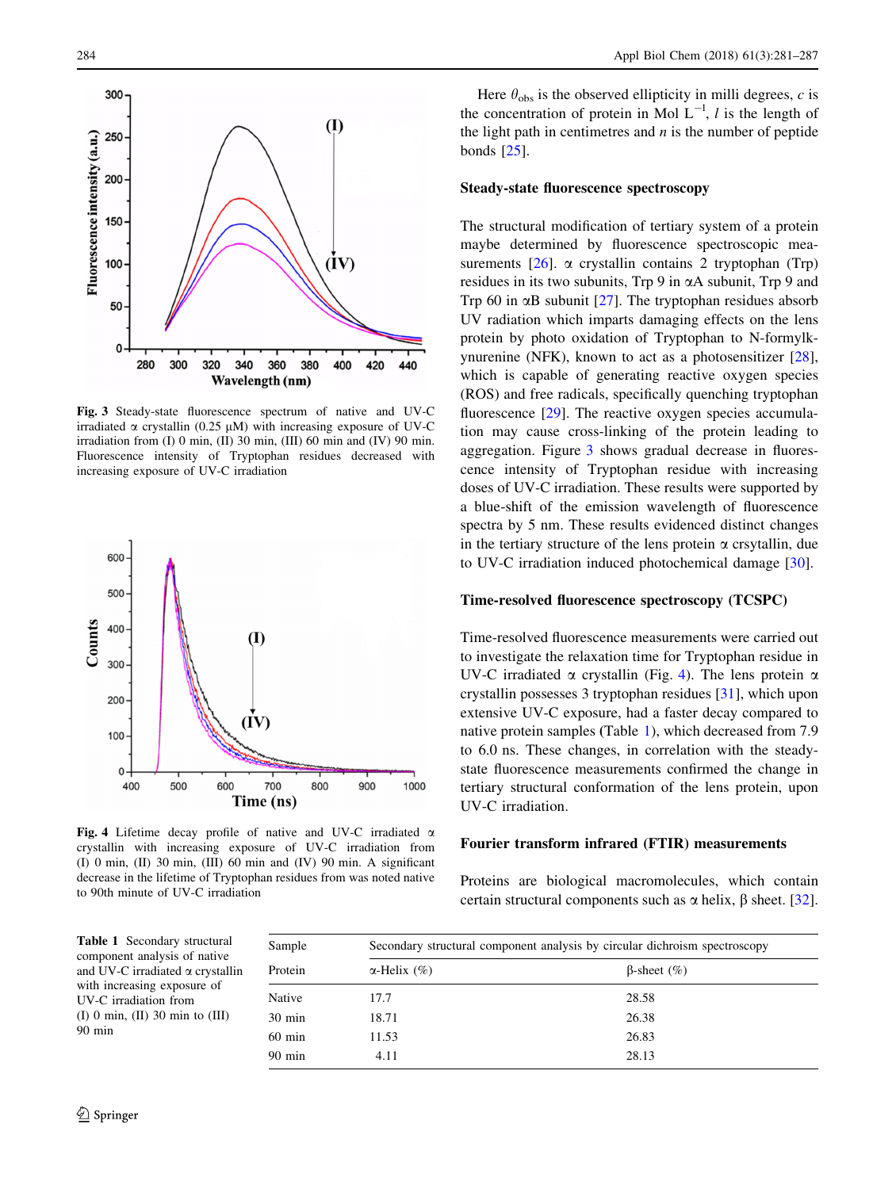Fig. 3 Steady-state fluorescence spectrum of native and UV-C irradiated α crystallin (0.25 μM) with increasing exposure of UV-C irradiation from (I) 0 min, (II) 30 min, (III) 60 min and (IV) 90 min. Fluorescence intensity of Tryptophan residues decreased with increasing exposure of UV-C irradiation

Fig. 4 Lifetime decay profile of native and UV-C irradiated α crystallin with increasing exposure of UV-C irradiation from (I) 0 min, (II) 30 min, (III) 60 min and (IV) 90 min. A significant decrease in the lifetime of Tryptophan residues from was noted native to 90th minute of UV-C irradiation

Here $\theta_{obs}$ is the observed ellipticity in milli degrees, $c$ is the concentration of protein in Mol $L^{-1}$, $l$ is the length of the light path in centimetres and $n$ is the number of peptide bonds [25].

### Steady-state fluorescence spectroscopy

The structural modification of tertiary system of a protein maybe determined by fluorescence spectroscopic measurements [26]. α crystallin contains 2 tryptophan (Trp) residues in its two subunits, Trp 9 in αA subunit, Trp 9 and Trp 60 in αB subunit [27]. The tryptophan residues absorb UV radiation which imparts damaging effects on the lens protein by photo oxidation of Tryptophan to N-formylkynurenine (NFK), known to act as a photosensitizer [28], which is capable of generating reactive oxygen species (ROS) and free radicals, specifically quenching tryptophan fluorescence [29]. The reactive oxygen species accumulation may cause cross-linking of the protein leading to aggregation. Figure 3 shows gradual decrease in fluorescence intensity of Tryptophan residue with increasing doses of UV-C irradiation. These results were supported by a blue-shift of the emission wavelength of fluorescence spectra by 5 nm. These results evidenced distinct changes in the tertiary structure of the lens protein α crsytallin, due to UV-C irradiation induced photochemical damage [30].

### Time-resolved fluorescence spectroscopy (TCSPC)

Time-resolved fluorescence measurements were carried out to investigate the relaxation time for Tryptophan residue in UV-C irradiated α crystallin (Fig. 4). The lens protein α crystallin possesses 3 tryptophan residues [31], which upon extensive UV-C exposure, had a faster decay compared to native protein samples (Table 1), which decreased from 7.9 to 6.0 ns. These changes, in correlation with the steady-state fluorescence measurements confirmed the change in tertiary structural conformation of the lens protein, upon UV-C irradiation.

### Fourier transform infrared (FTIR) measurements

Proteins are biological macromolecules, which contain certain structural components such as α helix, β sheet. [32].

**Table 1** Secondary structural component analysis of native and UV-C irradiated α crystallin with increasing exposure of UV-C irradiation from (I) 0 min, (II) 30 min to (III) 90 min

| Sample | Secondary structural component analysis by circular dichroism spectroscopy | |
|---|---|---|
| Protein | α-Helix (%) | β-sheet (%) |
| Native | 17.7 | 28.58 |
| 30 min | 18.71 | 26.38 |
| 60 min | 11.53 | 26.83 |
| 90 min | 4.11 | 28.13 |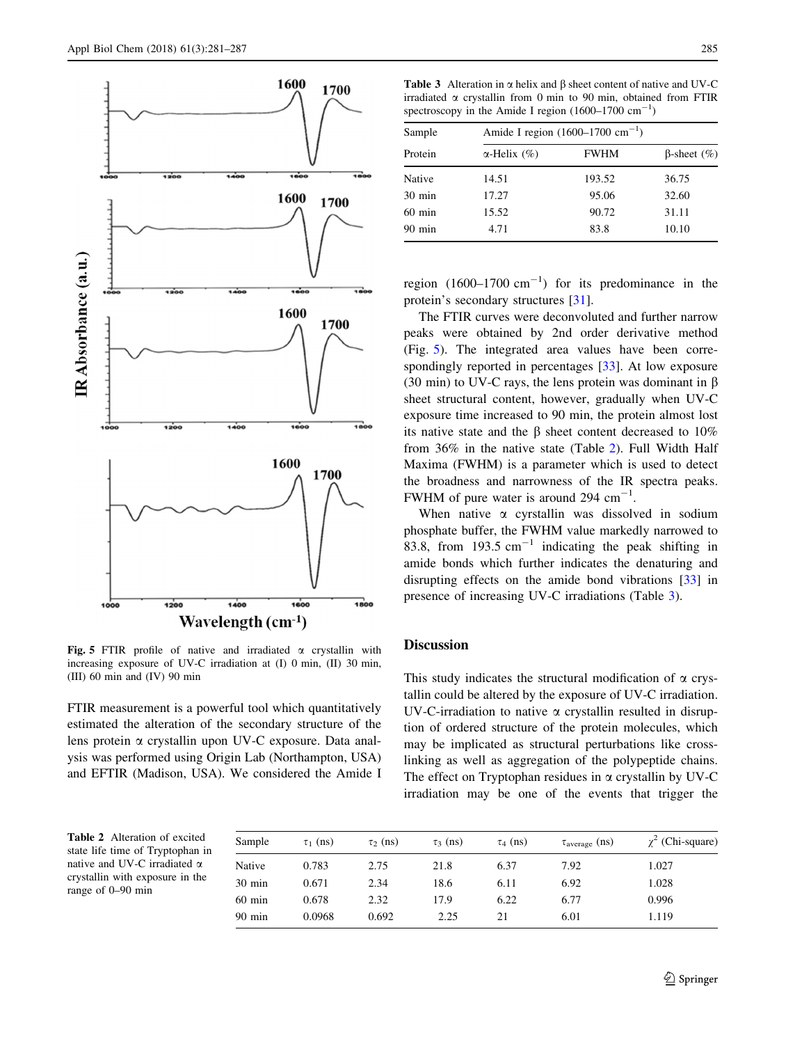Fig. 5 FTIR profile of native and irradiated α crystallin with increasing exposure of UV-C irradiation at (I) 0 min, (II) 30 min, (III) 60 min and (IV) 90 min

FTIR measurement is a powerful tool which quantitatively estimated the alteration of the secondary structure of the lens protein α crystallin upon UV-C exposure. Data analysis was performed using Origin Lab (Northampton, USA) and EFTIR (Madison, USA). We considered the Amide I region (1600–1700 $cm^{-1}$) for its predominance in the protein's secondary structures [31].

The FTIR curves were deconvoluted and further narrow peaks were obtained by 2nd order derivative method (Fig. 5). The integrated area values have been correspondingly reported in percentages [33]. At low exposure (30 min) to UV-C rays, the lens protein was dominant in β sheet structural content, however, gradually when UV-C exposure time increased to 90 min, the protein almost lost its native state and the β sheet content decreased to 10% from 36% in the native state (Table 2). Full Width Half Maxima (FWHM) is a parameter which is used to detect the broadness and narrowness of the IR spectra peaks. FWHM of pure water is around 294 $cm^{-1}$.

When native α cyrstallin was dissolved in sodium phosphate buffer, the FWHM value markedly narrowed to 83.8, from 193.5 $cm^{-1}$ indicating the peak shifting in amide bonds which further indicates the denaturing and disrupting effects on the amide bond vibrations [33] in presence of increasing UV-C irradiations (Table 3).

Table 3 Alteration in α helix and β sheet content of native and UV-C irradiated α crystallin from 0 min to 90 min, obtained from FTIR spectroscopy in the Amide I region (1600–1700 $cm^{-1}$)

| Sample | Amide I region (1600–1700 $cm^{-1}$) | | |
|---|---|---|---|
| Protein | α-Helix (%) | FWHM | β-sheet (%) |
| Native | 14.51 | 193.52 | 36.75 |
| 30 min | 17.27 | 95.06 | 32.60 |
| 60 min | 15.52 | 90.72 | 31.11 |
| 90 min | 4.71 | 83.8 | 10.10 |

## Discussion

This study indicates the structural modification of α crystallin could be altered by the exposure of UV-C irradiation. UV-C-irradiation to native α crystallin resulted in disruption of ordered structure of the protein molecules, which may be implicated as structural perturbations like cross-linking as well as aggregation of the polypeptide chains. The effect on Tryptophan residues in α crystallin by UV-C irradiation may be one of the events that trigger the

Table 2 Alteration of excited state life time of Tryptophan in native and UV-C irradiated α crystallin with exposure in the range of 0–90 min

| Sample | $\tau_1$ (ns) | $\tau_2$ (ns) | $\tau_3$ (ns) | $\tau_4$ (ns) | $\tau_{average}$ (ns) | $\chi^2$ (Chi-square) |
|---|---|---|---|---|---|---|
| Native | 0.783 | 2.75 | 21.8 | 6.37 | 7.92 | 1.027 |
| 30 min | 0.671 | 2.34 | 18.6 | 6.11 | 6.92 | 1.028 |
| 60 min | 0.678 | 2.32 | 17.9 | 6.22 | 6.77 | 0.996 |
| 90 min | 0.0968 | 0.692 | 2.25 | 21 | 6.01 | 1.119 |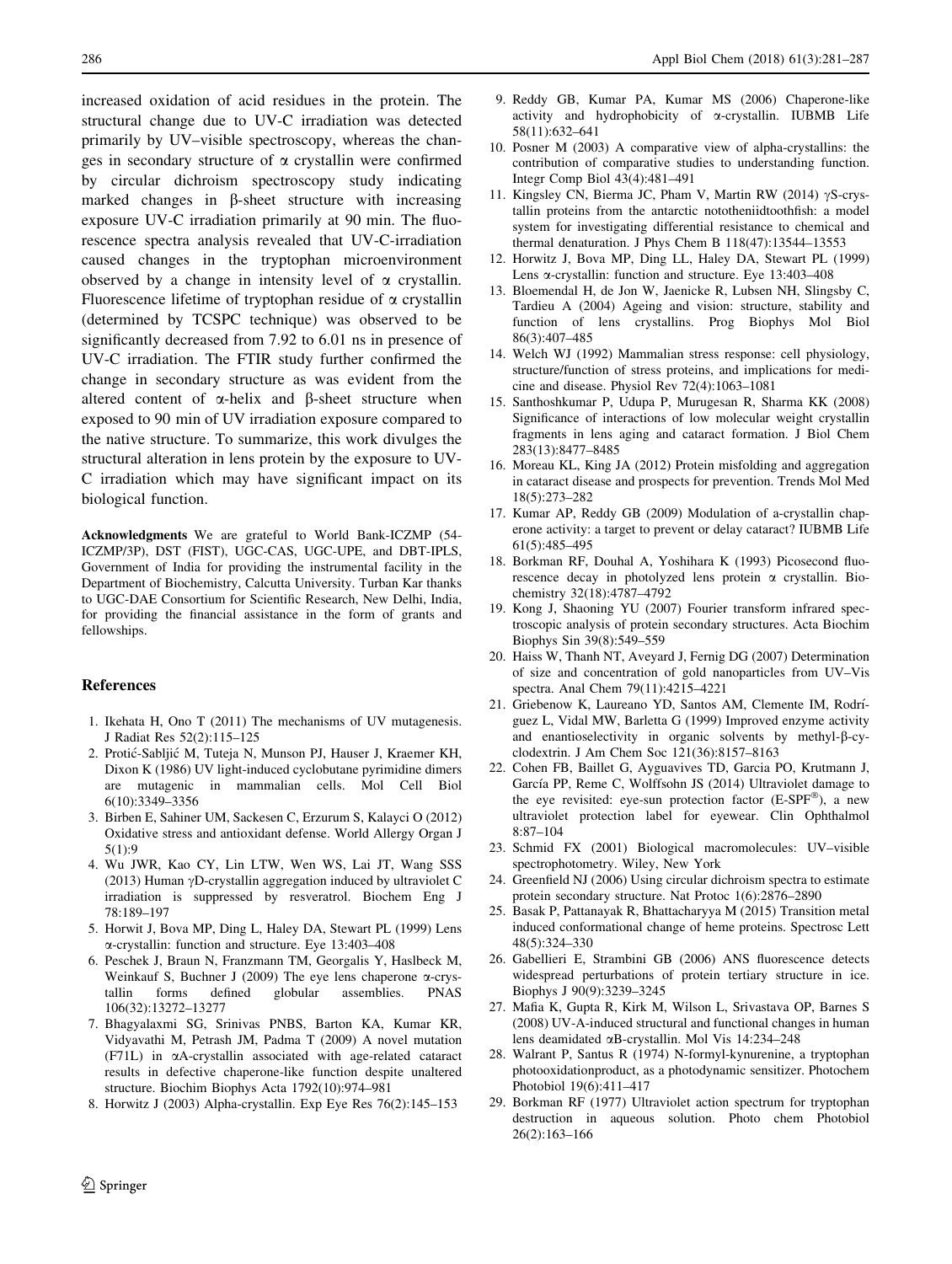increased oxidation of acid residues in the protein. The structural change due to UV-C irradiation was detected primarily by UV–visible spectroscopy, whereas the changes in secondary structure of α crystallin were confirmed by circular dichroism spectroscopy study indicating marked changes in β-sheet structure with increasing exposure UV-C irradiation primarily at 90 min. The fluorescence spectra analysis revealed that UV-C-irradiation caused changes in the tryptophan microenvironment observed by a change in intensity level of α crystallin. Fluorescence lifetime of tryptophan residue of α crystallin (determined by TCSPC technique) was observed to be significantly decreased from 7.92 to 6.01 ns in presence of UV-C irradiation. The FTIR study further confirmed the change in secondary structure as was evident from the altered content of α-helix and β-sheet structure when exposed to 90 min of UV irradiation exposure compared to the native structure. To summarize, this work divulges the structural alteration in lens protein by the exposure to UV-C irradiation which may have significant impact on its biological function.

**Acknowledgments** We are grateful to World Bank-ICZMP (54-ICZMP/3P), DST (FIST), UGC-CAS, UGC-UPE, and DBT-IPLS, Government of India for providing the instrumental facility in the Department of Biochemistry, Calcutta University. Turban Kar thanks to UGC-DAE Consortium for Scientific Research, New Delhi, India, for providing the financial assistance in the form of grants and fellowships.

## References

1. Ikehata H, Ono T (2011) The mechanisms of UV mutagenesis. J Radiat Res 52(2):115–125
2. Protić-Sabljić M, Tuteja N, Munson PJ, Hauser J, Kraemer KH, Dixon K (1986) UV light-induced cyclobutane pyrimidine dimers are mutagenic in mammalian cells. Mol Cell Biol 6(10):3349–3356
3. Birben E, Sahiner UM, Sackesen C, Erzurum S, Kalayci O (2012) Oxidative stress and antioxidant defense. World Allergy Organ J 5(1):9
4. Wu JWR, Kao CY, Lin LTW, Wen WS, Lai JT, Wang SSS (2013) Human γD-crystallin aggregation induced by ultraviolet C irradiation is suppressed by resveratrol. Biochem Eng J 78:189–197
5. Horwit J, Bova MP, Ding L, Haley DA, Stewart PL (1999) Lens α-crystallin: function and structure. Eye 13:403–408
6. Peschek J, Braun N, Franzmann TM, Georgalis Y, Haslbeck M, Weinkauf S, Buchner J (2009) The eye lens chaperone α-crystallin forms defined globular assemblies. PNAS 106(32):13272–13277
7. Bhagyalaxmi SG, Srinivas PNBS, Barton KA, Kumar KR, Vidyavathi M, Petrash JM, Padma T (2009) A novel mutation (F71L) in αA-crystallin associated with age-related cataract results in defective chaperone-like function despite unaltered structure. Biochim Biophys Acta 1792(10):974–981
8. Horwitz J (2003) Alpha-crystallin. Exp Eye Res 76(2):145–153
9. Reddy GB, Kumar PA, Kumar MS (2006) Chaperone-like activity and hydrophobicity of α-crystallin. IUBMB Life 58(11):632–641
10. Posner M (2003) A comparative view of alpha-crystallins: the contribution of comparative studies to understanding function. Integr Comp Biol 43(4):481–491
11. Kingsley CN, Bierma JC, Pham V, Martin RW (2014) γS-crystallin proteins from the antarctic nototheniidtoothfish: a model system for investigating differential resistance to chemical and thermal denaturation. J Phys Chem B 118(47):13544–13553
12. Horwitz J, Bova MP, Ding LL, Haley DA, Stewart PL (1999) Lens α-crystallin: function and structure. Eye 13:403–408
13. Bloemendal H, de Jon W, Jaenicke R, Lubsen NH, Slingsby C, Tardieu A (2004) Ageing and vision: structure, stability and function of lens crystallins. Prog Biophys Mol Biol 86(3):407–485
14. Welch WJ (1992) Mammalian stress response: cell physiology, structure/function of stress proteins, and implications for medicine and disease. Physiol Rev 72(4):1063–1081
15. Santhoshkumar P, Udupa P, Murugesan R, Sharma KK (2008) Significance of interactions of low molecular weight crystallin fragments in lens aging and cataract formation. J Biol Chem 283(13):8477–8485
16. Moreau KL, King JA (2012) Protein misfolding and aggregation in cataract disease and prospects for prevention. Trends Mol Med 18(5):273–282
17. Kumar AP, Reddy GB (2009) Modulation of a-crystallin chaperone activity: a target to prevent or delay cataract? IUBMB Life 61(5):485–495
18. Borkman RF, Douhal A, Yoshihara K (1993) Picosecond fluorescence decay in photolyzed lens protein α crystallin. Biochemistry 32(18):4787–4792
19. Kong J, Shaoning YU (2007) Fourier transform infrared spectroscopic analysis of protein secondary structures. Acta Biochim Biophys Sin 39(8):549–559
20. Haiss W, Thanh NT, Aveyard J, Fernig DG (2007) Determination of size and concentration of gold nanoparticles from UV–Vis spectra. Anal Chem 79(11):4215–4221
21. Griebenow K, Laureano YD, Santos AM, Clemente IM, Rodríguez L, Vidal MW, Barletta G (1999) Improved enzyme activity and enantioselectivity in organic solvents by methyl-β-cyclodextrin. J Am Chem Soc 121(36):8157–8163
22. Cohen FB, Baillet G, Ayguavives TD, Garcia PO, Krutmann J, García PP, Reme C, Wolffsohn JS (2014) Ultraviolet damage to the eye revisited: eye-sun protection factor (E-SPF®), a new ultraviolet protection label for eyewear. Clin Ophthalmol 8:87–104
23. Schmid FX (2001) Biological macromolecules: UV–visible spectrophotometry. Wiley, New York
24. Greenfield NJ (2006) Using circular dichroism spectra to estimate protein secondary structure. Nat Protoc 1(6):2876–2890
25. Basak P, Pattanayak R, Bhattacharyya M (2015) Transition metal induced conformational change of heme proteins. Spectrosc Lett 48(5):324–330
26. Gabellieri E, Strambini GB (2006) ANS fluorescence detects widespread perturbations of protein tertiary structure in ice. Biophys J 90(9):3239–3245
27. Mafia K, Gupta R, Kirk M, Wilson L, Srivastava OP, Barnes S (2008) UV-A-induced structural and functional changes in human lens deamidated αB-crystallin. Mol Vis 14:234–248
28. Walrant P, Santus R (1974) N-formyl-kynurenine, a tryptophan photooxidationproduct, as a photodynamic sensitizer. Photochem Photobiol 19(6):411–417
29. Borkman RF (1977) Ultraviolet action spectrum for tryptophan destruction in aqueous solution. Photo chem Photobiol 26(2):163–166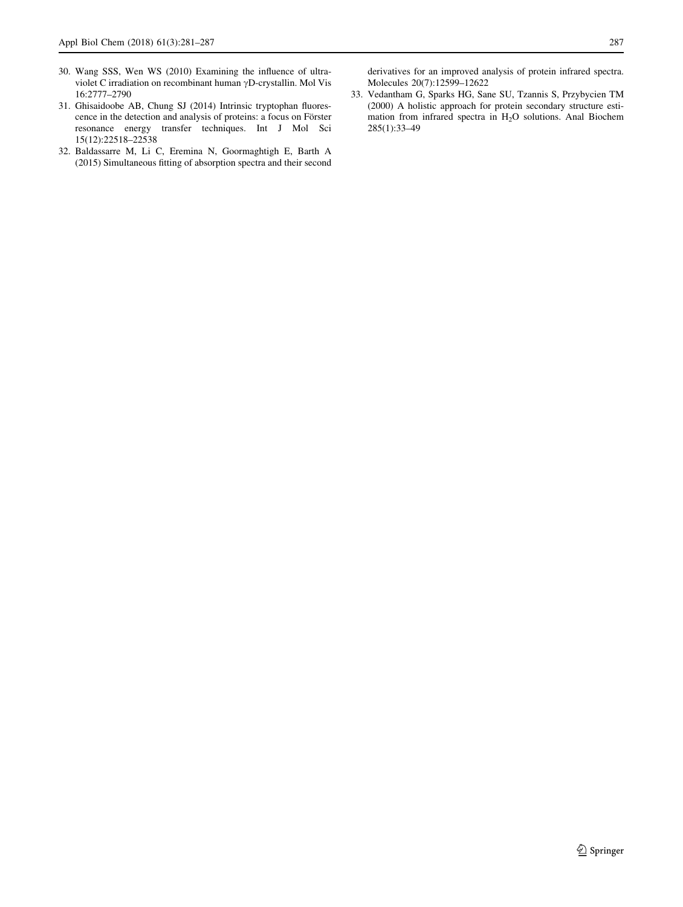30. Wang SSS, Wen WS (2010) Examining the influence of ultraviolet C irradiation on recombinant human γD-crystallin. Mol Vis 16:2777–2790
31. Ghisaidoobe AB, Chung SJ (2014) Intrinsic tryptophan fluorescence in the detection and analysis of proteins: a focus on Förster resonance energy transfer techniques. Int J Mol Sci 15(12):22518–22538
32. Baldassarre M, Li C, Eremina N, Goormaghtigh E, Barth A (2015) Simultaneous fitting of absorption spectra and their second derivatives for an improved analysis of protein infrared spectra. Molecules 20(7):12599–12622
33. Vedantham G, Sparks HG, Sane SU, Tzannis S, Przybycien TM (2000) A holistic approach for protein secondary structure estimation from infrared spectra in $H_2O$ solutions. Anal Biochem 285(1):33–49